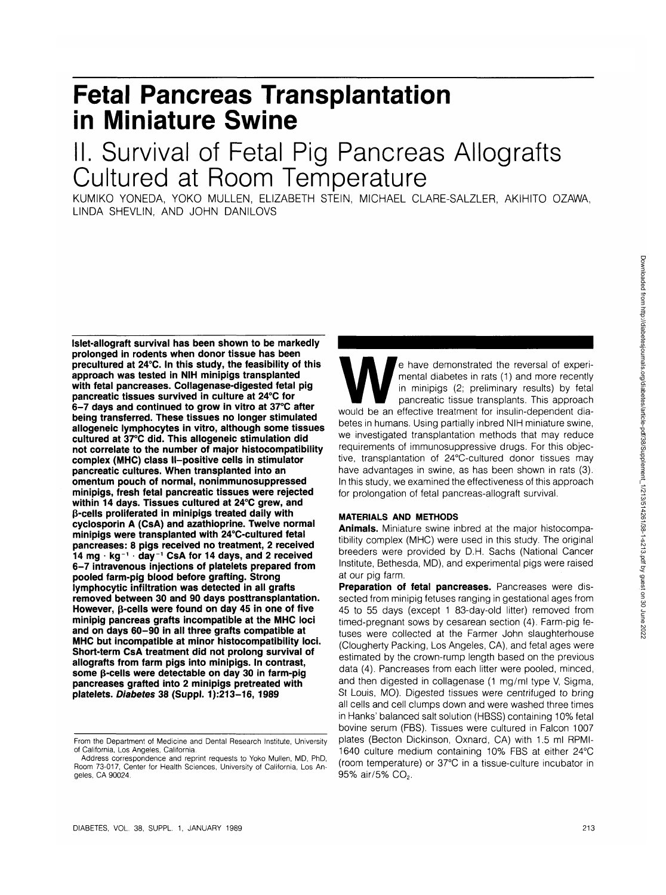# Fetal Pancreas Transplantation in Miniature Swine

## II. Survival of Fetal Pig Pancreas Allografts Cultured at Room Temperature

KUMIKO YONEDA, YOKO MULLEN, ELIZABETH STEIN, MICHAEL CLARE-SALZLER, AKIHITO OZAWA, LINDA SHEVLIN, AND JOHN DANILOVS

**Islet-allograft survival has been shown to be markedly prolonged in rodents when donor tissue has been precultured at 24°C. In this study, the feasibility of this approach was tested in NIH minipigs transplanted with fetal pancreases. Collagenase-digested fetal pig pancreatic tissues survived in culture at 24°C for 6–7 days and continued to grow in vitro at 37°C after being transferred. These tissues no longer stimulated allogeneic lymphocytes in vitro, although some tissues cultured at 37°C did. This allogeneic stimulation did not correlate to the number of major histocompatibility complex (MHC) class II–positive cells in stimulator pancreatic cultures. When transplanted into an omentum pouch of normal, nonimmunosuppressed minipigs, fresh fetal pancreatic tissues were rejected within 14 days. Tissues cultured at 24°C grew, and β-cells proliferated in minipigs treated daily with cyclosporin A (CsA) and azathioprine. Twelve normal minipigs were transplanted with 24°C-cultured fetal pancreases: 8 pigs received no treatment, 2 received 14 mg · kg⁻¹ · day⁻¹ CsA for 14 days, and 2 received 6–7 intravenous injections of platelets prepared from pooled farm-pig blood before grafting. Strong lymphocytic infiltration was detected in all grafts removed between 30 and 90 days posttransplantation. However, β-cells were found on day 45 in one of five minipig pancreas grafts incompatible at the MHC loci and on days 60–90 in all three grafts compatible at MHC but incompatible at minor histocompatibility loci. Short-term CsA treatment did not prolong survival of allografts from farm pigs into minipigs. In contrast, some β-cells were detectable on day 30 in farm-pig pancreases grafted into 2 minipigs pretreated with platelets. *Diabetes* 38 (Suppl. 1):213–16, 1989**

From the Department of Medicine and Dental Research Institute, University of California, Los Angeles, California.

Address correspondence and reprint requests to Yoko Mullen, MD, PhD, Room 73-017, Center for Health Sciences, University of California, Los Angeles, CA 90024.

We have demonstrated the reversal of experimental diabetes in rats (1) and more recently in minipigs (2; preliminary results) by fetal pancreatic tissue transplants. This approach would be an effective treatment for insulin-dependent diabetes in humans. Using partially inbred NIH miniature swine, we investigated transplantation methods that may reduce requirements of immunosuppressive drugs. For this objective, transplantation of 24°C-cultured donor tissues may have advantages in swine, as has been shown in rats (3). In this study, we examined the effectiveness of this approach for prolongation of fetal pancreas-allograft survival.

### MATERIALS AND METHODS

**Animals.** Miniature swine inbred at the major histocompatibility complex (MHC) were used in this study. The original breeders were provided by D.H. Sachs (National Cancer Institute, Bethesda, MD), and experimental pigs were raised at our pig farm.

**Preparation of fetal pancreases.** Pancreases were dissected from minipig fetuses ranging in gestational ages from 45 to 55 days (except 1 83-day-old litter) removed from timed-pregnant sows by cesarean section (4). Farm-pig fetuses were collected at the Farmer John slaughterhouse (Clougherty Packing, Los Angeles, CA), and fetal ages were estimated by the crown-rump length based on the previous data (4). Pancreases from each litter were pooled, minced, and then digested in collagenase (1 mg/ml type V, Sigma, St Louis, MO). Digested tissues were centrifuged to bring all cells and cell clumps down and were washed three times in Hanks' balanced salt solution (HBSS) containing 10% fetal bovine serum (FBS). Tissues were cultured in Falcon 1007 plates (Becton Dickinson, Oxnard, CA) with 1.5 ml RPMI-1640 culture medium containing 10% FBS at either 24°C (room temperature) or 37°C in a tissue-culture incubator in 95% air/5% $CO_2$.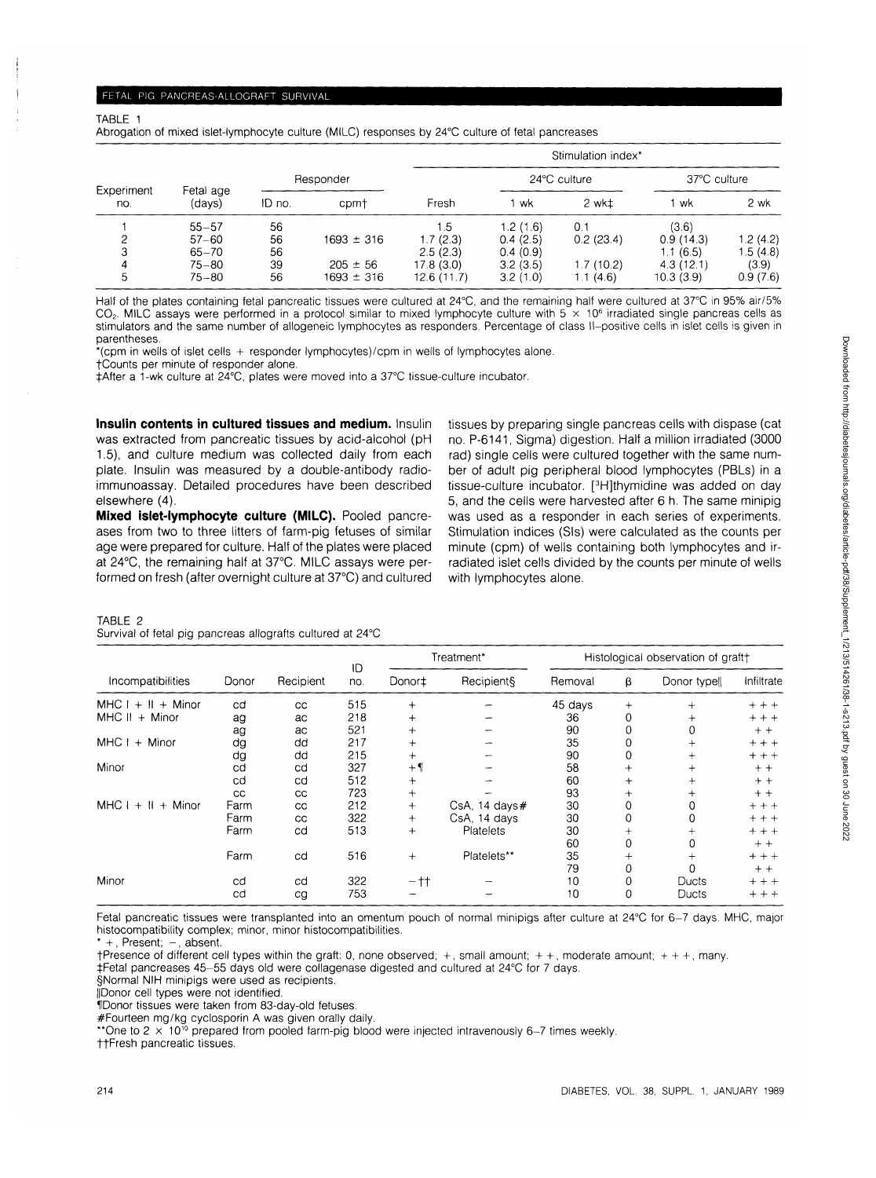TABLE 1
Abrogation of mixed islet-lymphocyte culture (MILC) responses by 24°C culture of fetal pancreases

| Experiment no. | Fetal age (days) | Responder | | Stimulation index* | | | | |
|---|---|---|---|---|---|---|---|---|
| | | ID no. | cpm† | Fresh | 24°C culture | | 37°C culture | |
| | | | | | 1 wk | 2 wk‡ | 1 wk | 2 wk |
| 1 | 55–57 | 56 | | 1.5 | 1.2 (1.6) | 0.1 | (3.6) | |
| 2 | 57–60 | 56 | 1693 ± 316 | 1.7 (2.3) | 0.4 (2.5) | 0.2 (23.4) | 0.9 (14.3) | 1.2 (4.2) |
| 3 | 65–70 | 56 | | 2.5 (2.3) | 0.4 (0.9) | | 1.1 (6.5) | 1.5 (4.8) |
| 4 | 75–80 | 39 | 205 ± 56 | 17.8 (3.0) | 3.2 (3.5) | 1.7 (10.2) | 4.3 (12.1) | (3.9) |
| 5 | 75–80 | 56 | 1693 ± 316 | 12.6 (11.7) | 3.2 (1.0) | 1.1 (4.6) | 10.3 (3.9) | 0.9 (7.6) |

Half of the plates containing fetal pancreatic tissues were cultured at 24°C, and the remaining half were cultured at 37°C in 95% air/5% $CO_2$. MILC assays were performed in a protocol similar to mixed lymphocyte culture with $5 \times 10^6$ irradiated single pancreas cells as stimulators and the same number of allogeneic lymphocytes as responders. Percentage of class II–positive cells in islet cells is given in parentheses.

*(cpm in wells of islet cells + responder lymphocytes)/cpm in wells of lymphocytes alone.

†Counts per minute of responder alone.

‡After a 1-wk culture at 24°C, plates were moved into a 37°C tissue-culture incubator.

**Insulin contents in cultured tissues and medium.** Insulin was extracted from pancreatic tissues by acid-alcohol (pH 1.5), and culture medium was collected daily from each plate. Insulin was measured by a double-antibody radioimmunoassay. Detailed procedures have been described elsewhere (4).

**Mixed islet-lymphocyte culture (MILC).** Pooled pancreases from two to three litters of farm-pig fetuses of similar age were prepared for culture. Half of the plates were placed at 24°C, the remaining half at 37°C. MILC assays were performed on fresh (after overnight culture at 37°C) and cultured tissues by preparing single pancreas cells with dispase (cat no. P-6141, Sigma) digestion. Half a million irradiated (3000 rad) single cells were cultured together with the same number of adult pig peripheral blood lymphocytes (PBLs) in a tissue-culture incubator. [$^3$H]thymidine was added on day 5, and the cells were harvested after 6 h. The same minipig was used as a responder in each series of experiments. Stimulation indices (SIs) were calculated as the counts per minute (cpm) of wells containing both lymphocytes and irradiated islet cells divided by the counts per minute of wells with lymphocytes alone.

TABLE 2
Survival of fetal pig pancreas allografts cultured at 24°C

| Incompatibilities | Donor | Recipient | ID no. | Treatment* | | Histological observation of graft† | | | |
|---|---|---|---|---|---|---|---|---|---|
| | | | | Donor‡ | Recipient§ | Removal | β | Donor type‖ | Infiltrate |
| MHC I + II + Minor | cd | cc | 515 | + | – | 45 days | + | + | + + + |
| MHC II + Minor | ag | ac | 218 | + | – | 36 | 0 | + | + + + |
| | ag | ac | 521 | + | – | 90 | 0 | 0 | + + |
| MHC I + Minor | dg | dd | 217 | + | – | 35 | 0 | + | + + + |
| | dg | dd | 215 | + | – | 90 | 0 | + | + + + |
| Minor | cd | cd | 327 | +¶ | – | 58 | + | + | + + |
| | cd | cd | 512 | + | – | 60 | + | + | + + |
| | cc | cc | 723 | + | – | 93 | + | + | + + |
| MHC I + II + Minor | Farm | cc | 212 | + | CsA, 14 days# | 30 | 0 | 0 | + + + |
| | Farm | cc | 322 | + | CsA, 14 days | 30 | 0 | 0 | + + + |
| | Farm | cd | 513 | + | Platelets | 30 | + | + | + + + |
| | | | | | | 60 | 0 | 0 | + + |
| | Farm | cd | 516 | + | Platelets** | 35 | + | + | + + + |
| | | | | | | 79 | 0 | 0 | + + |
| Minor | cd | cd | 322 | –†† | – | 10 | 0 | Ducts | + + + |
| | cd | cg | 753 | – | – | 10 | 0 | Ducts | + + + |

Fetal pancreatic tissues were transplanted into an omentum pouch of normal minipigs after culture at 24°C for 6–7 days. MHC, major histocompatibility complex; minor, minor histocompatibilities.

\* +, Present; –, absent.

†Presence of different cell types within the graft: 0, none observed; +, small amount; + +, moderate amount; + + +, many.

‡Fetal pancreases 45–55 days old were collagenase digested and cultured at 24°C for 7 days.

§Normal NIH minipigs were used as recipients.

‖Donor cell types were not identified.

¶Donor tissues were taken from 83-day-old fetuses.

#Fourteen mg/kg cyclosporin A was given orally daily.

**One to $2 \times 10^{10}$ prepared from pooled farm-pig blood were injected intravenously 6–7 times weekly.

††Fresh pancreatic tissues.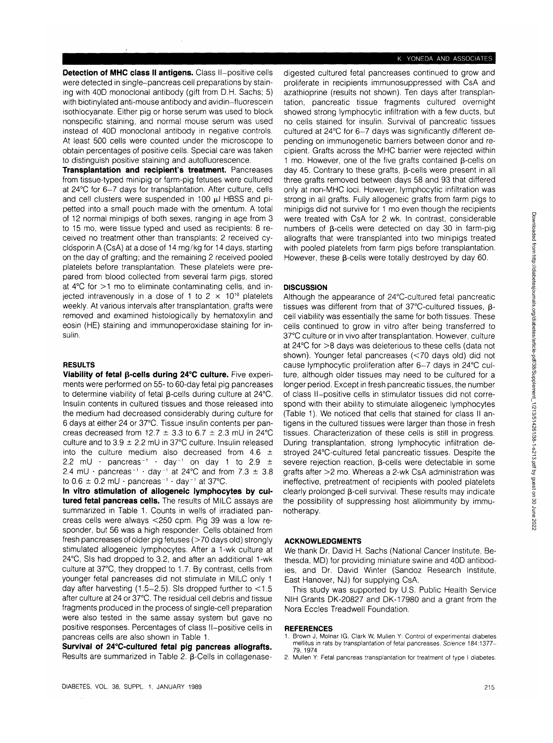**Detection of MHC class II antigens.** Class II–positive cells were detected in single–pancreas cell preparations by staining with 40D monoclonal antibody (gift from D.H. Sachs; 5) with biotinylated anti-mouse antibody and avidin–fluorescein isothiocyanate. Either pig or horse serum was used to block nonspecific staining, and normal mouse serum was used instead of 40D monoclonal antibody in negative controls. At least 500 cells were counted under the microscope to obtain percentages of positive cells. Special care was taken to distinguish positive staining and autofluorescence.

**Transplantation and recipient's treatment.** Pancreases from tissue-typed minipig or farm-pig fetuses were cultured at 24°C for 6–7 days for transplantation. After culture, cells and cell clusters were suspended in 100 μl HBSS and pipetted into a small pouch made with the omentum. A total of 12 normal minipigs of both sexes, ranging in age from 3 to 15 mo, were tissue typed and used as recipients: 8 received no treatment other than transplants; 2 received cyclosporin A (CsA) at a dose of 14 mg/kg for 14 days, starting on the day of grafting; and the remaining 2 received pooled platelets before transplantation. These platelets were prepared from blood collected from several farm pigs, stored at 4°C for >1 mo to eliminate contaminating cells, and injected intravenously in a dose of 1 to 2 × $10^{10}$ platelets weekly. At various intervals after transplantation, grafts were removed and examined histologically by hematoxylin and eosin (HE) staining and immunoperoxidase staining for insulin.

## RESULTS

**Viability of fetal β-cells during 24°C culture.** Five experiments were performed on 55- to 60-day fetal pig pancreases to determine viability of fetal β-cells during culture at 24°C. Insulin contents in cultured tissues and those released into the medium had decreased considerably during culture for 6 days at either 24 or 37°C. Tissue insulin contents per pancreas decreased from 12.7 ± 3.3 to 6.7 ± 2.3 mU in 24°C culture and to 3.9 ± 2.2 mU in 37°C culture. Insulin released into the culture medium also decreased from 4.6 ± 2.2 mU · $pancreas^{-1}$ · $day^{-1}$ on day 1 to 2.9 ± 2.4 mU · $pancreas^{-1}$ · $day^{-1}$ at 24°C and from 7.3 ± 3.8 to 0.6 ± 0.2 mU · $pancreas^{-1}$ · $day^{-1}$ at 37°C.

**In vitro stimulation of allogeneic lymphocytes by cultured fetal pancreas cells.** The results of MILC assays are summarized in Table 1. Counts in wells of irradiated pancreas cells were always <250 cpm. Pig 39 was a low responder, but 56 was a high responder. Cells obtained from fresh pancreases of older pig fetuses (>70 days old) strongly stimulated allogeneic lymphocytes. After a 1-wk culture at 24°C, SIs had dropped to 3.2, and after an additional 1-wk culture at 37°C, they dropped to 1.7. By contrast, cells from younger fetal pancreases did not stimulate in MILC only 1 day after harvesting (1.5–2.5). SIs dropped further to <1.5 after culture at 24 or 37°C. The residual cell debris and tissue fragments produced in the process of single-cell preparation were also tested in the same assay system but gave no positive responses. Percentages of class II–positive cells in pancreas cells are also shown in Table 1.

**Survival of 24°C-cultured fetal pig pancreas allografts.** Results are summarized in Table 2. β-Cells in collagenase-digested cultured fetal pancreases continued to grow and proliferate in recipients immunosuppressed with CsA and azathioprine (results not shown). Ten days after transplantation, pancreatic tissue fragments cultured overnight showed strong lymphocytic infiltration with a few ducts, but no cells stained for insulin. Survival of pancreatic tissues cultured at 24°C for 6–7 days was significantly different depending on immunogenetic barriers between donor and recipient. Grafts across the MHC barrier were rejected within 1 mo. However, one of the five grafts contained β-cells on day 45. Contrary to these grafts, β-cells were present in all three grafts removed between days 58 and 93 that differed only at non-MHC loci. However, lymphocytic infiltration was strong in all grafts. Fully allogeneic grafts from farm pigs to minipigs did not survive for 1 mo even though the recipients were treated with CsA for 2 wk. In contrast, considerable numbers of β-cells were detected on day 30 in farm-pig allografts that were transplanted into two minipigs treated with pooled platelets from farm pigs before transplantation. However, these β-cells were totally destroyed by day 60.

## DISCUSSION

Although the appearance of 24°C-cultured fetal pancreatic tissues was different from that of 37°C-cultured tissues, β-cell viability was essentially the same for both tissues. These cells continued to grow in vitro after being transferred to 37°C culture or in vivo after transplantation. However, culture at 24°C for >8 days was deleterious to these cells (data not shown). Younger fetal pancreases (<70 days old) did not cause lymphocytic proliferation after 6–7 days in 24°C culture, although older tissues may need to be cultured for a longer period. Except in fresh pancreatic tissues, the number of class II–positive cells in stimulator tissues did not correspond with their ability to stimulate allogeneic lymphocytes (Table 1). We noticed that cells that stained for class II antigens in the cultured tissues were larger than those in fresh tissues. Characterization of these cells is still in progress. During transplantation, strong lymphocytic infiltration destroyed 24°C-cultured fetal pancreatic tissues. Despite the severe rejection reaction, β-cells were detectable in some grafts after >2 mo. Whereas a 2-wk CsA administration was ineffective, pretreatment of recipients with pooled platelets clearly prolonged β-cell survival. These results may indicate the possibility of suppressing host alloimmunity by immunotherapy.

## ACKNOWLEDGMENTS

We thank Dr. David H. Sachs (National Cancer Institute, Bethesda, MD) for providing miniature swine and 40D antibodies, and Dr. David Winter (Sandoz Research Institute, East Hanover, NJ) for supplying CsA.

This study was supported by U.S. Public Health Service NIH Grants DK-20827 and DK-17980 and a grant from the Nora Eccles Treadwell Foundation.

## REFERENCES

1. Brown J, Molnar IG, Clark W, Mullen Y: Control of experimental diabetes mellitus in rats by transplantation of fetal pancreases. *Science* 184:1377–79, 1974
2. Mullen Y: Fetal pancreas transplantation for treatment of type I diabetes.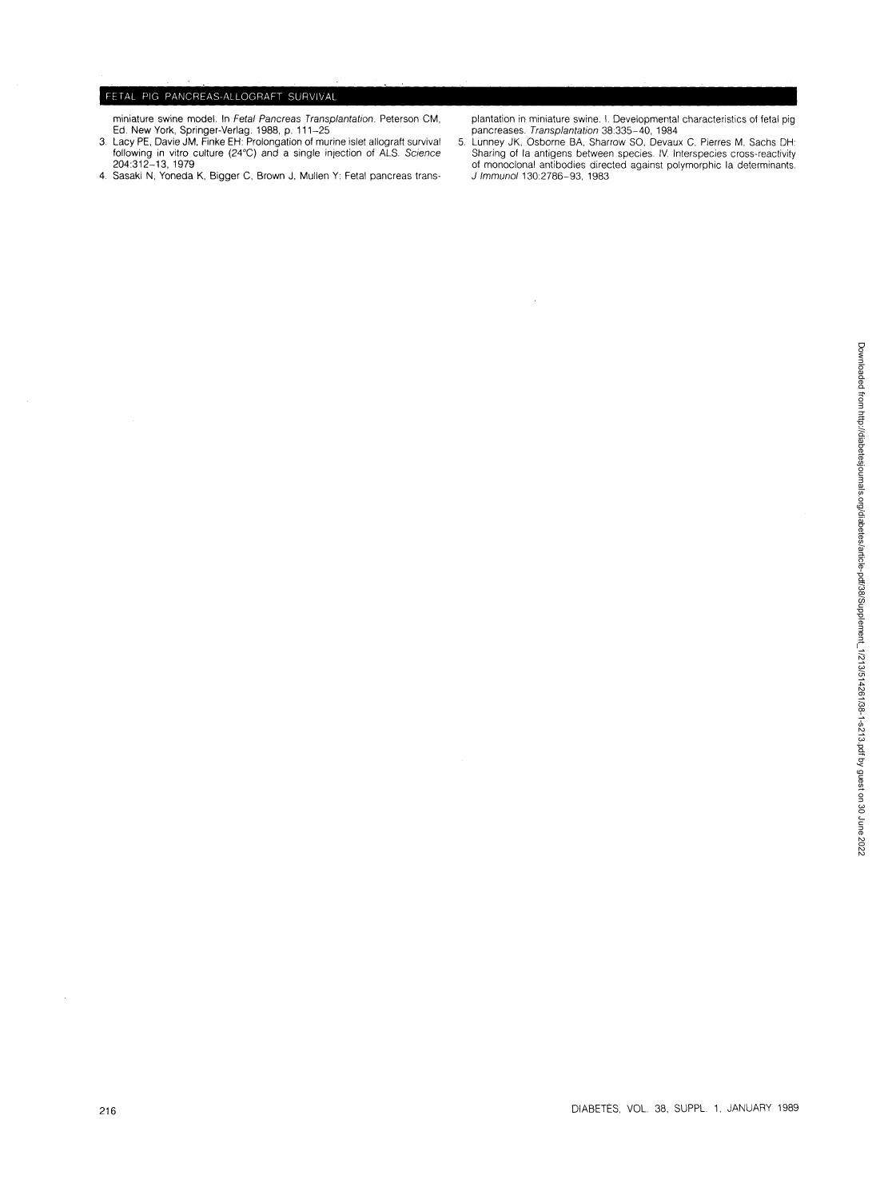miniature swine model. In *Fetal Pancreas Transplantation*. Peterson CM, Ed. New York, Springer-Verlag. 1988, p. 111–25

3. Lacy PE, Davie JM, Finke EH: Prolongation of murine islet allograft survival following in vitro culture (24°C) and a single injection of ALS. *Science* 204:312–13, 1979
4. Sasaki N, Yoneda K, Bigger C, Brown J, Mullen Y: Fetal pancreas transplantation in miniature swine. I. Developmental characteristics of fetal pig pancreases. *Transplantation* 38:335–40, 1984
5. Lunney JK, Osborne BA, Sharrow SO, Devaux C, Pierres M, Sachs DH: Sharing of Ia antigens between species. IV. Interspecies cross-reactivity of monoclonal antibodies directed against polymorphic Ia determinants. *J Immunol* 130:2786–93, 1983